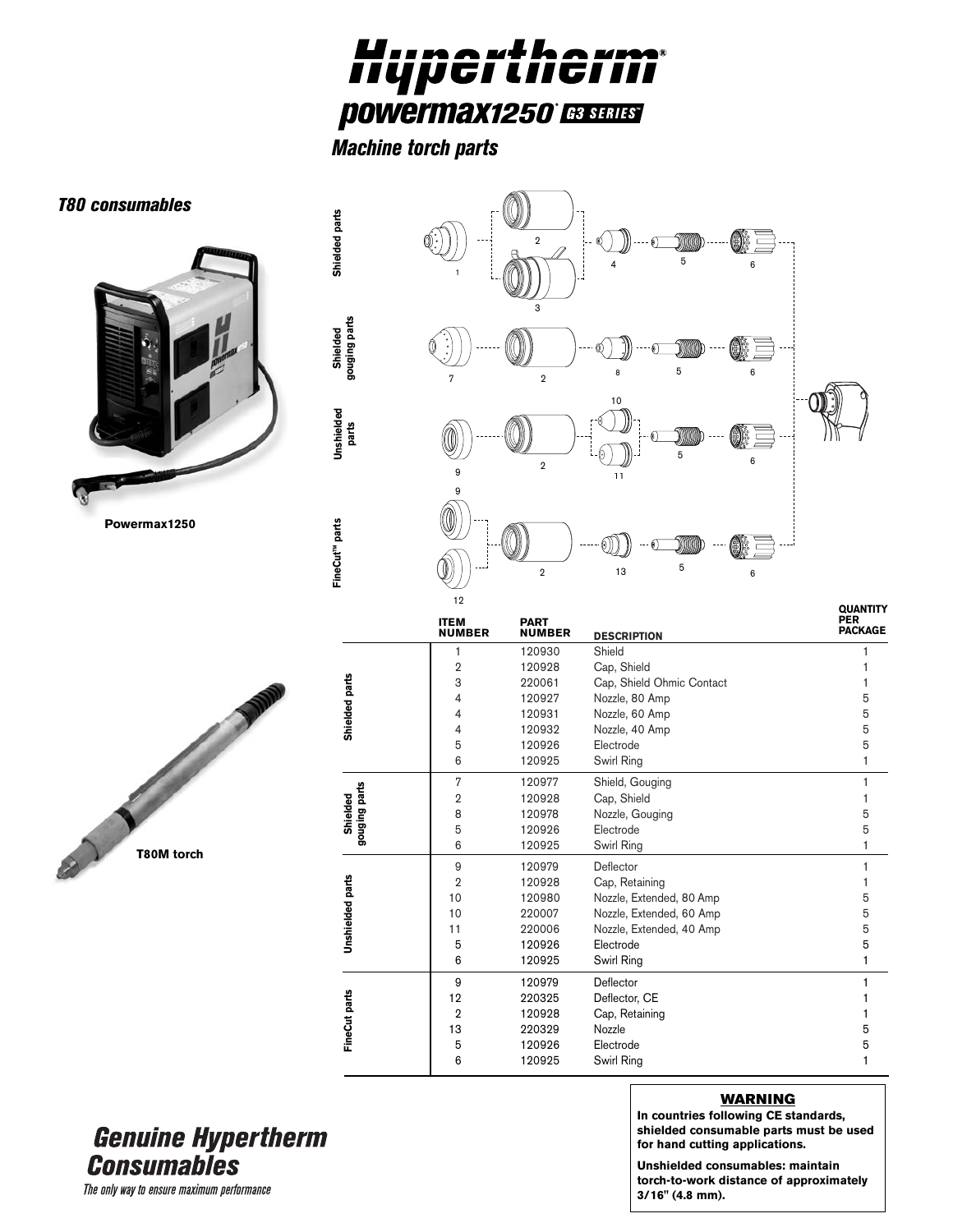# Hypertherm®

## powermax1250® G3 SERIES™

### Machine torch parts

### T80 consumables

Powermax1250

T80M torch

| | ITEM NUMBER | PART NUMBER | DESCRIPTION | QUANTITY PER PACKAGE |
|---|---|---|---|---|
| Shielded parts | 1 | 120930 | Shield | 1 |
| | 2 | 120928 | Cap, Shield | 1 |
| | 3 | 220061 | Cap, Shield Ohmic Contact | 1 |
| | 4 | 120927 | Nozzle, 80 Amp | 5 |
| | 4 | 120931 | Nozzle, 60 Amp | 5 |
| | 4 | 120932 | Nozzle, 40 Amp | 5 |
| | 5 | 120926 | Electrode | 5 |
| | 6 | 120925 | Swirl Ring | 1 |
| Shielded gouging parts | 7 | 120977 | Shield, Gouging | 1 |
| | 2 | 120928 | Cap, Shield | 1 |
| | 8 | 120978 | Nozzle, Gouging | 5 |
| | 5 | 120926 | Electrode | 5 |
| | 6 | 120925 | Swirl Ring | 1 |
| Unshielded parts | 9 | 120979 | Deflector | 1 |
| | 2 | 120928 | Cap, Retaining | 1 |
| | 10 | 120980 | Nozzle, Extended, 80 Amp | 5 |
| | 10 | 220007 | Nozzle, Extended, 60 Amp | 5 |
| | 11 | 220006 | Nozzle, Extended, 40 Amp | 5 |
| | 5 | 120926 | Electrode | 5 |
| | 6 | 120925 | Swirl Ring | 1 |
| FineCut parts | 9 | 120979 | Deflector | 1 |
| | 12 | 220325 | Deflector, CE | 1 |
| | 2 | 120928 | Cap, Retaining | 1 |
| | 13 | 220329 | Nozzle | 5 |
| | 5 | 120926 | Electrode | 5 |
| | 6 | 120925 | Swirl Ring | 1 |

**WARNING**

**In countries following CE standards, shielded consumable parts must be used for hand cutting applications.**

**Unshielded consumables: maintain torch-to-work distance of approximately 3/16" (4.8 mm).**

## *Genuine Hypertherm Consumables*

*The only way to ensure maximum performance*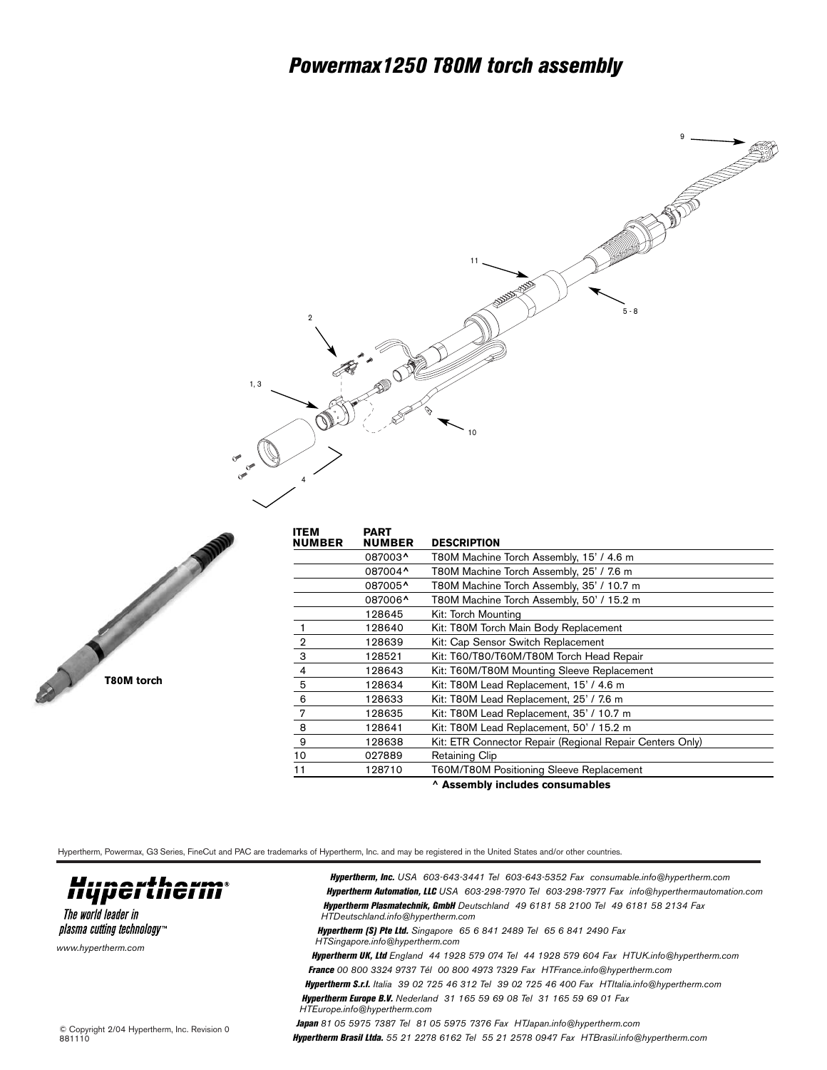# Powermax1250 T80M torch assembly

9

11

5 - 8

2

1, 3

10

4

T80M torch

| ITEM NUMBER | PART NUMBER | DESCRIPTION |
|---|---|---|
| | 087003^ | T80M Machine Torch Assembly, 15' / 4.6 m |
| | 087004^ | T80M Machine Torch Assembly, 25' / 7.6 m |
| | 087005^ | T80M Machine Torch Assembly, 35' / 10.7 m |
| | 087006^ | T80M Machine Torch Assembly, 50' / 15.2 m |
| | 128645 | Kit: Torch Mounting |
| 1 | 128640 | Kit: T80M Torch Main Body Replacement |
| 2 | 128639 | Kit: Cap Sensor Switch Replacement |
| 3 | 128521 | Kit: T60/T80/T60M/T80M Torch Head Repair |
| 4 | 128643 | Kit: T60M/T80M Mounting Sleeve Replacement |
| 5 | 128634 | Kit: T80M Lead Replacement, 15' / 4.6 m |
| 6 | 128633 | Kit: T80M Lead Replacement, 25' / 7.6 m |
| 7 | 128635 | Kit: T80M Lead Replacement, 35' / 10.7 m |
| 8 | 128641 | Kit: T80M Lead Replacement, 50' / 15.2 m |
| 9 | 128638 | Kit: ETR Connector Repair (Regional Repair Centers Only) |
| 10 | 027889 | Retaining Clip |
| 11 | 128710 | T60M/T80M Positioning Sleeve Replacement |

**^ Assembly includes consumables**

Hypertherm, Powermax, G3 Series, FineCut and PAC are trademarks of Hypertherm, Inc. and may be registered in the United States and/or other countries.

**Hypertherm**®

*The world leader in plasma cutting technology*™

*www.hypertherm.com*

***Hypertherm, Inc.*** *USA 603-643-3441 Tel 603-643-5352 Fax consumable.info@hypertherm.com*
***Hypertherm Automation, LLC*** *USA 603-298-7970 Tel 603-298-7977 Fax info@hyperthermautomation.com*
***Hypertherm Plasmatechnik, GmbH*** *Deutschland 49 6181 58 2100 Tel 49 6181 58 2134 Fax HTDeutschland.info@hypertherm.com*
***Hypertherm (S) Pte Ltd.*** *Singapore 65 6 841 2489 Tel 65 6 841 2490 Fax HTSingapore.info@hypertherm.com*
***Hypertherm UK, Ltd*** *England 44 1928 579 074 Tel 44 1928 579 604 Fax HTUK.info@hypertherm.com*
***France*** *00 800 3324 9737 Tél 00 800 4973 7329 Fax HTFrance.info@hypertherm.com*
***Hypertherm S.r.l.*** *Italia 39 02 725 46 312 Tel 39 02 725 46 400 Fax HTItalia.info@hypertherm.com*
***Hypertherm Europe B.V.*** *Nederland 31 165 59 69 08 Tel 31 165 59 69 01 Fax HTEurope.info@hypertherm.com*
***Japan*** *81 05 5975 7387 Tel 81 05 5975 7376 Fax HTJapan.info@hypertherm.com*
***Hypertherm Brasil Ltda.*** *55 21 2278 6162 Tel 55 21 2578 0947 Fax HTBrasil.info@hypertherm.com*

© Copyright 2/04 Hypertherm, Inc. Revision 0
881110